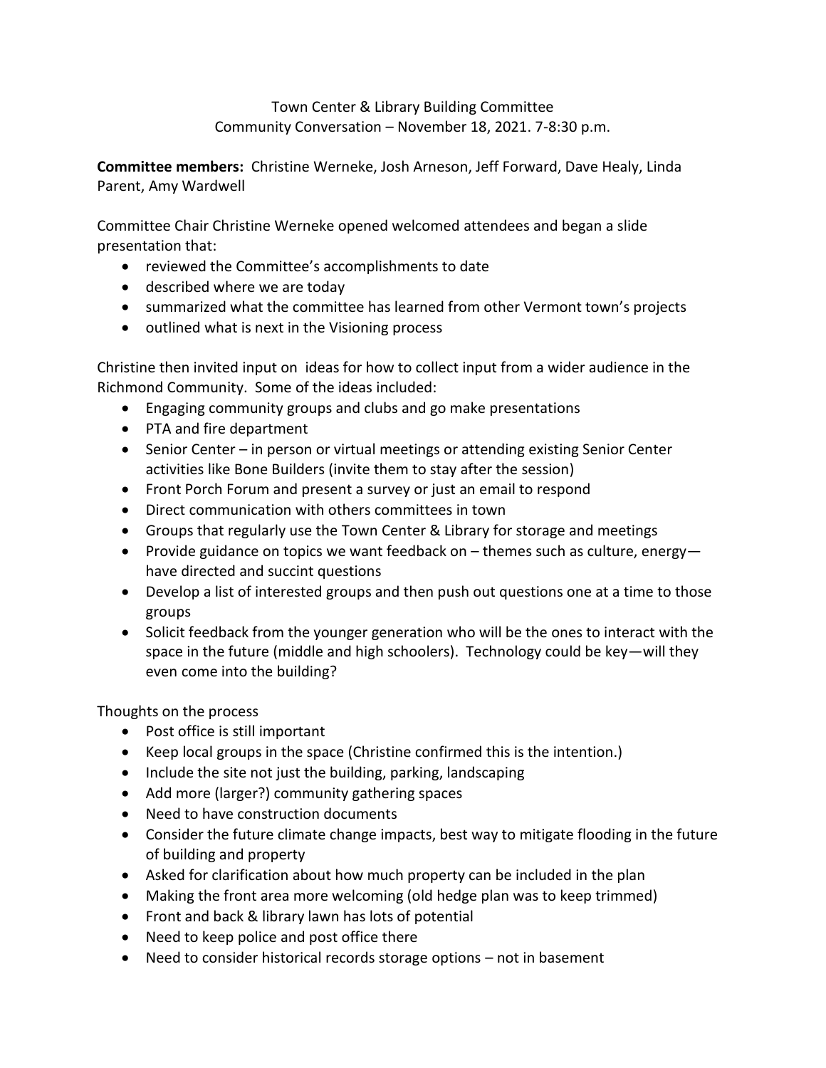Town Center & Library Building Committee
Community Conversation – November 18, 2021. 7-8:30 p.m.

**Committee members:** Christine Werneke, Josh Arneson, Jeff Forward, Dave Healy, Linda Parent, Amy Wardwell

Committee Chair Christine Werneke opened welcomed attendees and began a slide presentation that:

- reviewed the Committee's accomplishments to date
- described where we are today
- summarized what the committee has learned from other Vermont town's projects
- outlined what is next in the Visioning process

Christine then invited input on ideas for how to collect input from a wider audience in the Richmond Community. Some of the ideas included:

- Engaging community groups and clubs and go make presentations
- PTA and fire department
- Senior Center – in person or virtual meetings or attending existing Senior Center activities like Bone Builders (invite them to stay after the session)
- Front Porch Forum and present a survey or just an email to respond
- Direct communication with others committees in town
- Groups that regularly use the Town Center & Library for storage and meetings
- Provide guidance on topics we want feedback on – themes such as culture, energy—have directed and succint questions
- Develop a list of interested groups and then push out questions one at a time to those groups
- Solicit feedback from the younger generation who will be the ones to interact with the space in the future (middle and high schoolers). Technology could be key—will they even come into the building?

Thoughts on the process

- Post office is still important
- Keep local groups in the space (Christine confirmed this is the intention.)
- Include the site not just the building, parking, landscaping
- Add more (larger?) community gathering spaces
- Need to have construction documents
- Consider the future climate change impacts, best way to mitigate flooding in the future of building and property
- Asked for clarification about how much property can be included in the plan
- Making the front area more welcoming (old hedge plan was to keep trimmed)
- Front and back & library lawn has lots of potential
- Need to keep police and post office there
- Need to consider historical records storage options – not in basement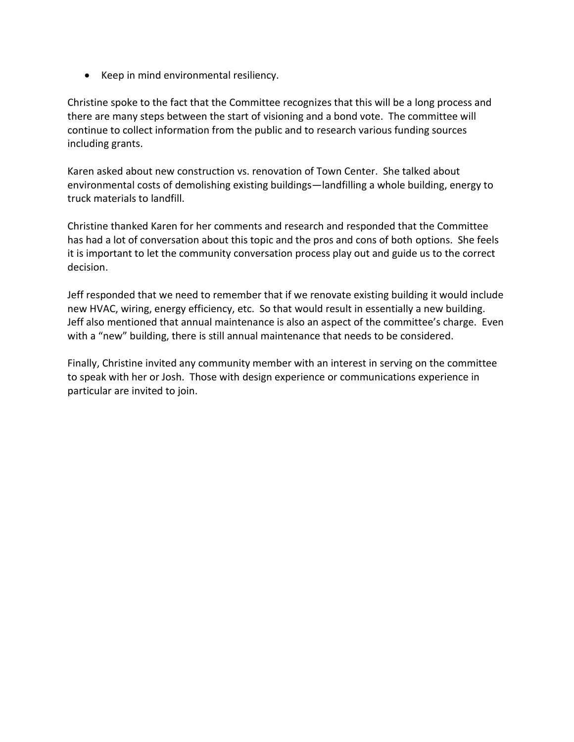- Keep in mind environmental resiliency.

Christine spoke to the fact that the Committee recognizes that this will be a long process and there are many steps between the start of visioning and a bond vote. The committee will continue to collect information from the public and to research various funding sources including grants.

Karen asked about new construction vs. renovation of Town Center. She talked about environmental costs of demolishing existing buildings—landfilling a whole building, energy to truck materials to landfill.

Christine thanked Karen for her comments and research and responded that the Committee has had a lot of conversation about this topic and the pros and cons of both options. She feels it is important to let the community conversation process play out and guide us to the correct decision.

Jeff responded that we need to remember that if we renovate existing building it would include new HVAC, wiring, energy efficiency, etc. So that would result in essentially a new building. Jeff also mentioned that annual maintenance is also an aspect of the committee's charge. Even with a "new" building, there is still annual maintenance that needs to be considered.

Finally, Christine invited any community member with an interest in serving on the committee to speak with her or Josh. Those with design experience or communications experience in particular are invited to join.